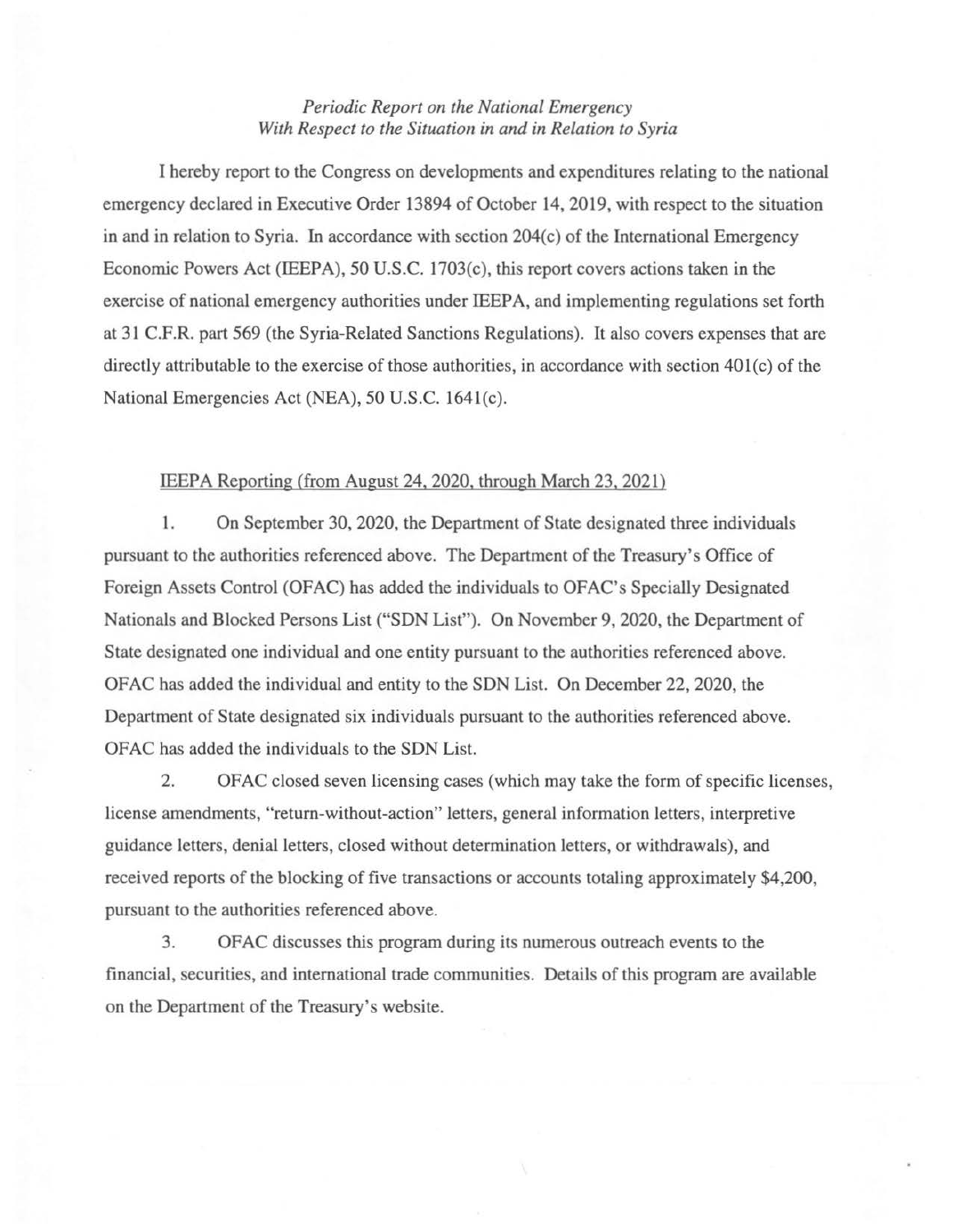*Periodic Report on the National Emergency*
*With Respect to the Situation in and in Relation to Syria*

I hereby report to the Congress on developments and expenditures relating to the national emergency declared in Executive Order 13894 of October 14, 2019, with respect to the situation in and in relation to Syria. In accordance with section 204(c) of the International Emergency Economic Powers Act (IEEPA), 50 U.S.C. 1703(c), this report covers actions taken in the exercise of national emergency authorities under IEEPA, and implementing regulations set forth at 31 C.F.R. part 569 (the Syria-Related Sanctions Regulations). It also covers expenses that are directly attributable to the exercise of those authorities, in accordance with section 401(c) of the National Emergencies Act (NEA), 50 U.S.C. 1641(c).

IEEPA Reporting (from August 24, 2020, through March 23, 2021)

1. On September 30, 2020, the Department of State designated three individuals pursuant to the authorities referenced above. The Department of the Treasury's Office of Foreign Assets Control (OFAC) has added the individuals to OFAC's Specially Designated Nationals and Blocked Persons List ("SDN List"). On November 9, 2020, the Department of State designated one individual and one entity pursuant to the authorities referenced above. OFAC has added the individual and entity to the SDN List. On December 22, 2020, the Department of State designated six individuals pursuant to the authorities referenced above. OFAC has added the individuals to the SDN List.

2. OFAC closed seven licensing cases (which may take the form of specific licenses, license amendments, "return-without-action" letters, general information letters, interpretive guidance letters, denial letters, closed without determination letters, or withdrawals), and received reports of the blocking of five transactions or accounts totaling approximately $4,200, pursuant to the authorities referenced above.

3. OFAC discusses this program during its numerous outreach events to the financial, securities, and international trade communities. Details of this program are available on the Department of the Treasury's website.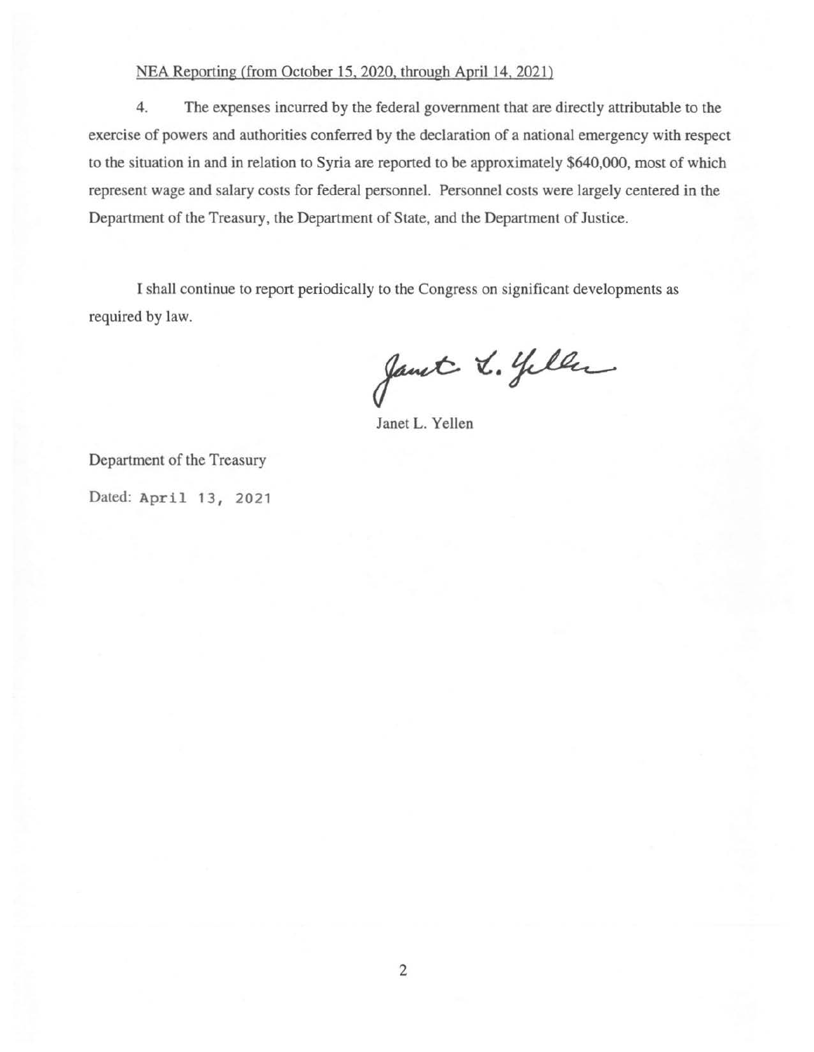NEA Reporting (from October 15, 2020, through April 14, 2021)

4. The expenses incurred by the federal government that are directly attributable to the exercise of powers and authorities conferred by the declaration of a national emergency with respect to the situation in and in relation to Syria are reported to be approximately $640,000, most of which represent wage and salary costs for federal personnel. Personnel costs were largely centered in the Department of the Treasury, the Department of State, and the Department of Justice.

I shall continue to report periodically to the Congress on significant developments as required by law.

Janet L. Yellen

Department of the Treasury

Dated: April 13, 2021